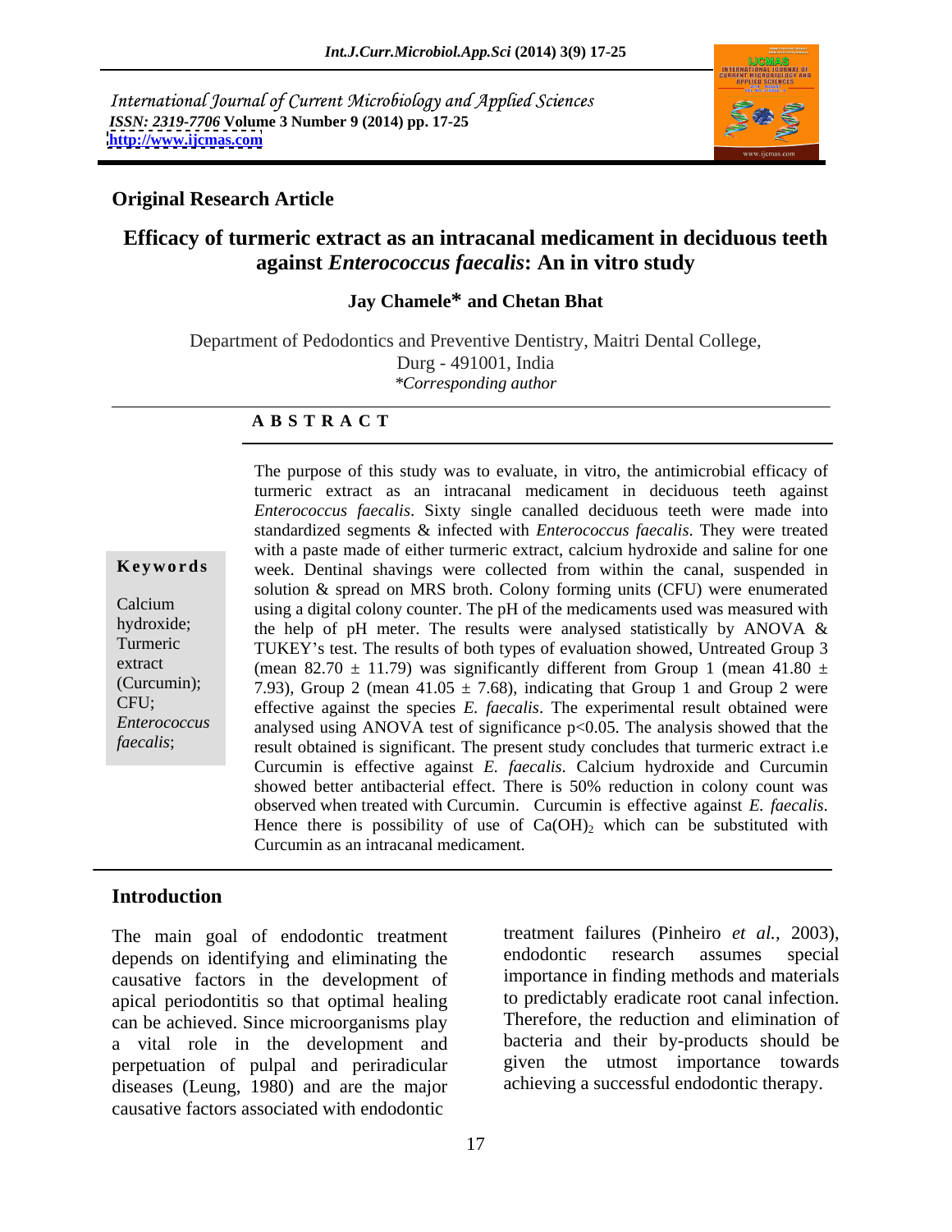International Journal of Current Microbiology and Applied Sciences
*ISSN: 2319-7706* **Volume 3 Number 9 (2014) pp. 17-25**
**http://www.ijcmas.com**

**Original Research Article**

# Efficacy of turmeric extract as an intracanal medicament in deciduous teeth against *Enterococcus faecalis*: An in vitro study

**Jay Chamele\* and Chetan Bhat**

Department of Pedodontics and Preventive Dentistry, Maitri Dental College, Durg - 491001, India
*\*Corresponding author*

**A B S T R A C T**

**Keywords**

Calcium hydroxide; Turmeric extract (Curcumin); CFU; *Enterococcus faecalis*;

The purpose of this study was to evaluate, in vitro, the antimicrobial efficacy of turmeric extract as an intracanal medicament in deciduous teeth against *Enterococcus faecalis*. Sixty single canalled deciduous teeth were made into standardized segments & infected with *Enterococcus faecalis*. They were treated with a paste made of either turmeric extract, calcium hydroxide and saline for one week. Dentinal shavings were collected from within the canal, suspended in solution & spread on MRS broth. Colony forming units (CFU) were enumerated using a digital colony counter. The pH of the medicaments used was measured with the help of pH meter. The results were analysed statistically by ANOVA & TUKEY's test. The results of both types of evaluation showed, Untreated Group 3 (mean 82.70 ± 11.79) was significantly different from Group 1 (mean 41.80 ± 7.93), Group 2 (mean 41.05 ± 7.68), indicating that Group 1 and Group 2 were effective against the species *E. faecalis*. The experimental result obtained were analysed using ANOVA test of significance $p<0.05$. The analysis showed that the result obtained is significant. The present study concludes that turmeric extract i.e Curcumin is effective against *E. faecalis*. Calcium hydroxide and Curcumin showed better antibacterial effect. There is 50% reduction in colony count was observed when treated with Curcumin. Curcumin is effective against *E. faecalis*. Hence there is possibility of use of $Ca(OH)_2$ which can be substituted with Curcumin as an intracanal medicament.

## Introduction

The main goal of endodontic treatment depends on identifying and eliminating the causative factors in the development of apical periodontitis so that optimal healing can be achieved. Since microorganisms play a vital role in the development and perpetuation of pulpal and periradicular diseases (Leung, 1980) and are the major causative factors associated with endodontic treatment failures (Pinheiro *et al.,* 2003), endodontic research assumes special importance in finding methods and materials to predictably eradicate root canal infection. Therefore, the reduction and elimination of bacteria and their by-products should be given the utmost importance towards achieving a successful endodontic therapy.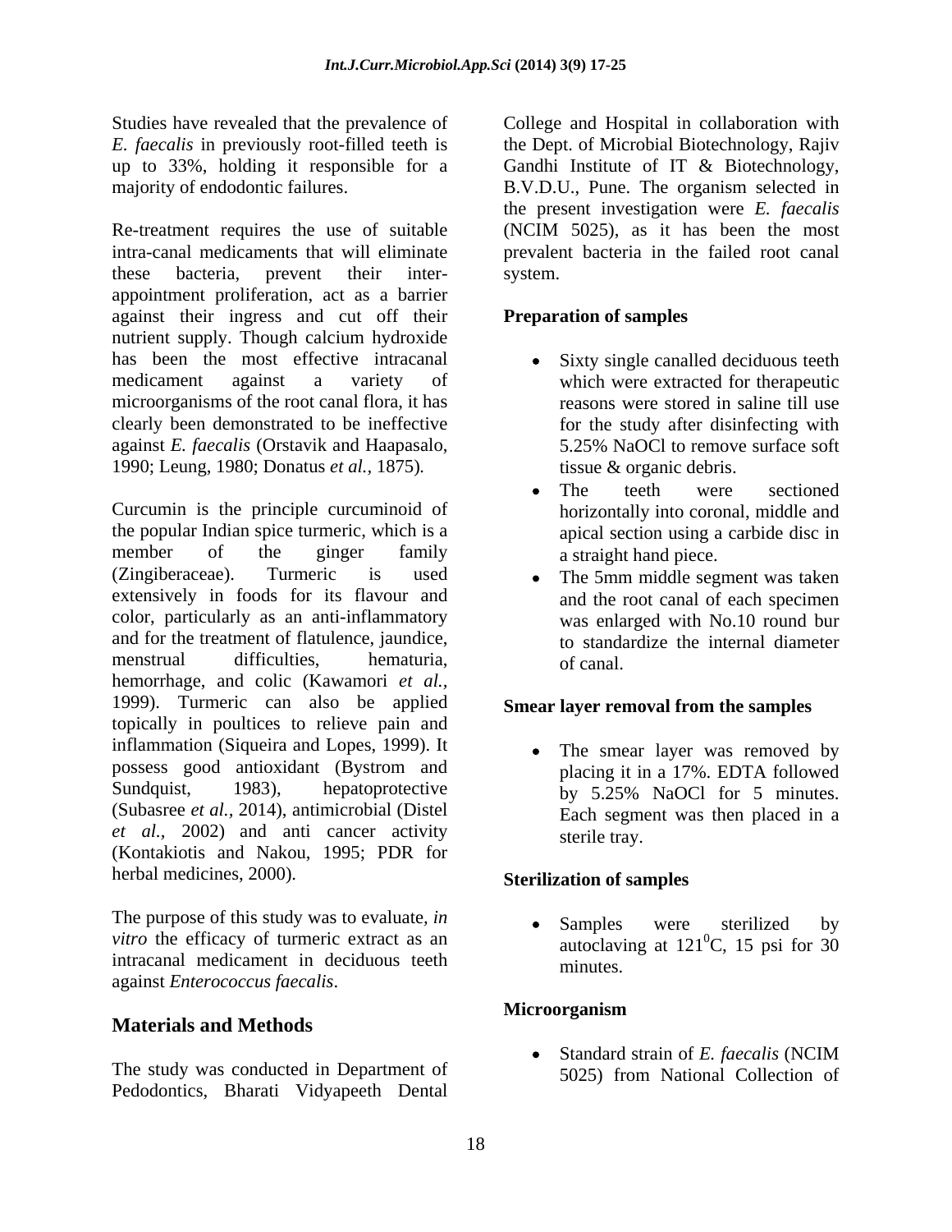Studies have revealed that the prevalence of *E. faecalis* in previously root-filled teeth is up to 33%, holding it responsible for a majority of endodontic failures.

Re-treatment requires the use of suitable intra-canal medicaments that will eliminate these bacteria, prevent their inter-appointment proliferation, act as a barrier against their ingress and cut off their nutrient supply. Though calcium hydroxide has been the most effective intracanal medicament against a variety of microorganisms of the root canal flora, it has clearly been demonstrated to be ineffective against *E. faecalis* (Orstavik and Haapasalo, 1990; Leung, 1980; Donatus *et al.,* 1875).

Curcumin is the principle curcuminoid of the popular Indian spice turmeric, which is a member of the ginger family (Zingiberaceae). Turmeric is used extensively in foods for its flavour and color, particularly as an anti-inflammatory and for the treatment of flatulence, jaundice, menstrual difficulties, hematuria, hemorrhage, and colic (Kawamori *et al.,* 1999). Turmeric can also be applied topically in poultices to relieve pain and inflammation (Siqueira and Lopes, 1999). It possess good antioxidant (Bystrom and Sundquist, 1983), hepatoprotective (Subasree *et al.,* 2014), antimicrobial (Distel *et al.,* 2002) and anti cancer activity (Kontakiotis and Nakou, 1995; PDR for herbal medicines, 2000).

The purpose of this study was to evaluate, *in vitro* the efficacy of turmeric extract as an intracanal medicament in deciduous teeth against *Enterococcus faecalis*.

## Materials and Methods

The study was conducted in Department of Pedodontics, Bharati Vidyapeeth Dental College and Hospital in collaboration with the Dept. of Microbial Biotechnology, Rajiv Gandhi Institute of IT & Biotechnology, B.V.D.U., Pune. The organism selected in the present investigation were *E. faecalis* (NCIM 5025), as it has been the most prevalent bacteria in the failed root canal system.

### Preparation of samples

- Sixty single canalled deciduous teeth which were extracted for therapeutic reasons were stored in saline till use for the study after disinfecting with 5.25% NaOCl to remove surface soft tissue & organic debris.
- The teeth were sectioned horizontally into coronal, middle and apical section using a carbide disc in a straight hand piece.
- The 5mm middle segment was taken and the root canal of each specimen was enlarged with No.10 round bur to standardize the internal diameter of canal.

### Smear layer removal from the samples

- The smear layer was removed by placing it in a 17%. EDTA followed by 5.25% NaOCl for 5 minutes. Each segment was then placed in a sterile tray.

### Sterilization of samples

- Samples were sterilized by autoclaving at $121^0$C, 15 psi for 30 minutes.

### Microorganism

- Standard strain of *E. faecalis* (NCIM 5025) from National Collection of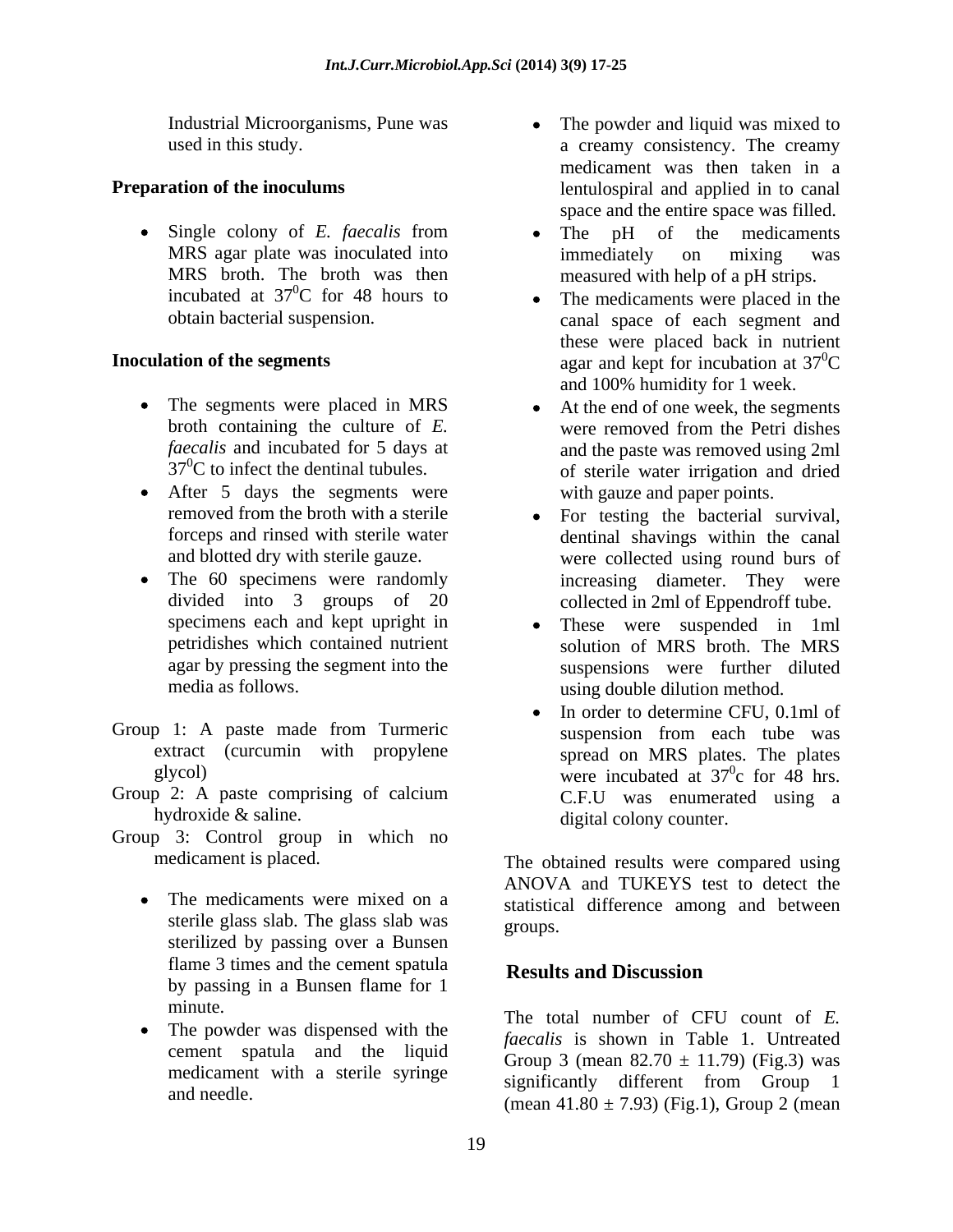Industrial Microorganisms, Pune was used in this study.

**Preparation of the inoculums**

- Single colony of *E. faecalis* from MRS agar plate was inoculated into MRS broth. The broth was then incubated at $37^0$C for 48 hours to obtain bacterial suspension.

**Inoculation of the segments**

- The segments were placed in MRS broth containing the culture of *E. faecalis* and incubated for 5 days at $37^0$C to infect the dentinal tubules.
- After 5 days the segments were removed from the broth with a sterile forceps and rinsed with sterile water and blotted dry with sterile gauze.
- The 60 specimens were randomly divided into 3 groups of 20 specimens each and kept upright in petridishes which contained nutrient agar by pressing the segment into the media as follows.

Group 1: A paste made from Turmeric extract (curcumin with propylene glycol)

Group 2: A paste comprising of calcium hydroxide & saline.

Group 3: Control group in which no medicament is placed.

- The medicaments were mixed on a sterile glass slab. The glass slab was sterilized by passing over a Bunsen flame 3 times and the cement spatula by passing in a Bunsen flame for 1 minute.
- The powder was dispensed with the cement spatula and the liquid medicament with a sterile syringe and needle.
- The powder and liquid was mixed to a creamy consistency. The creamy medicament was then taken in a lentulospiral and applied in to canal space and the entire space was filled.
- The pH of the medicaments immediately on mixing was measured with help of a pH strips.
- The medicaments were placed in the canal space of each segment and these were placed back in nutrient agar and kept for incubation at $37^0$C and 100% humidity for 1 week.
- At the end of one week, the segments were removed from the Petri dishes and the paste was removed using 2ml of sterile water irrigation and dried with gauze and paper points.
- For testing the bacterial survival, dentinal shavings within the canal were collected using round burs of increasing diameter. They were collected in 2ml of Eppendroff tube.
- These were suspended in 1ml solution of MRS broth. The MRS suspensions were further diluted using double dilution method.
- In order to determine CFU, 0.1ml of suspension from each tube was spread on MRS plates. The plates were incubated at $37^0$c for 48 hrs. C.F.U was enumerated using a digital colony counter.

The obtained results were compared using ANOVA and TUKEYS test to detect the statistical difference among and between groups.

## Results and Discussion

The total number of CFU count of *E. faecalis* is shown in Table 1. Untreated Group 3 (mean $82.70 \pm 11.79$) (Fig.3) was significantly different from Group 1 (mean $41.80 \pm 7.93$) (Fig.1), Group 2 (mean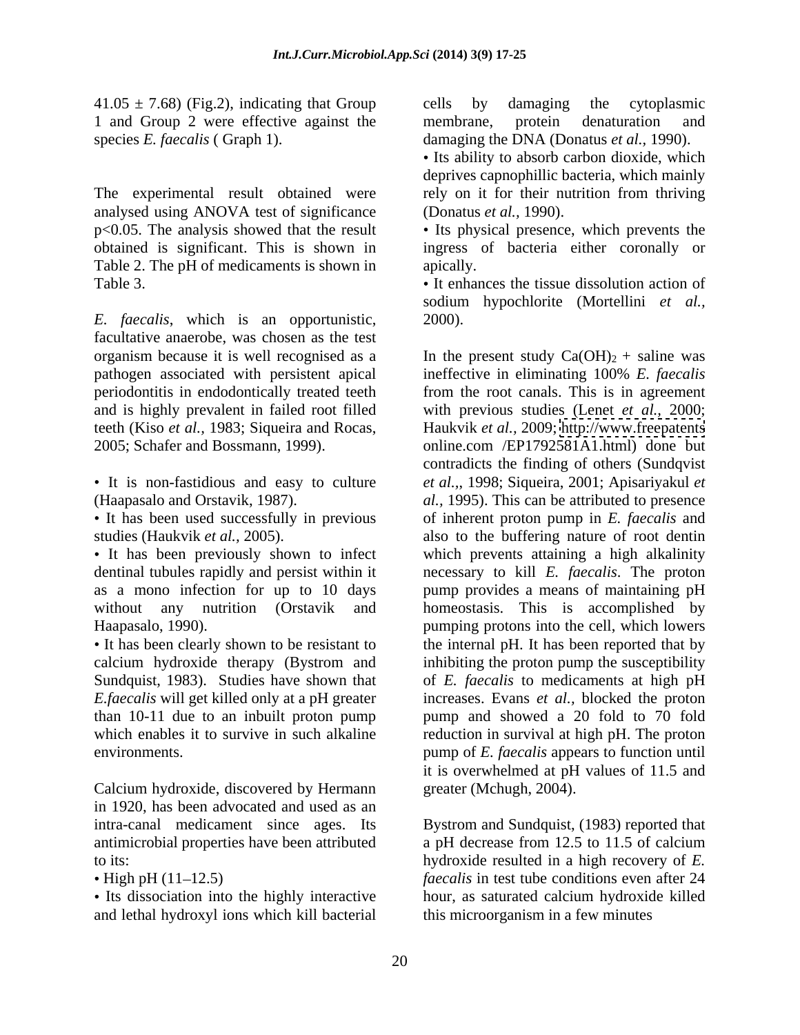$41.05 \pm 7.68$) (Fig.2), indicating that Group 1 and Group 2 were effective against the species *E. faecalis* ( Graph 1).

The experimental result obtained were analysed using ANOVA test of significance $p<0.05$. The analysis showed that the result obtained is significant. This is shown in Table 2. The pH of medicaments is shown in Table 3.

*E. faecalis*, which is an opportunistic, facultative anaerobe, was chosen as the test organism because it is well recognised as a pathogen associated with persistent apical periodontitis in endodontically treated teeth and is highly prevalent in failed root filled teeth (Kiso *et al.,* 1983; Siqueira and Rocas, 2005; Schafer and Bossmann, 1999).

- It is non-fastidious and easy to culture (Haapasalo and Orstavik, 1987).
- It has been used successfully in previous studies (Haukvik *et al.,* 2005).
- It has been previously shown to infect dentinal tubules rapidly and persist within it as a mono infection for up to 10 days without any nutrition (Orstavik and Haapasalo, 1990).
- It has been clearly shown to be resistant to calcium hydroxide therapy (Bystrom and Sundquist, 1983). Studies have shown that *E.faecalis* will get killed only at a pH greater than 10-11 due to an inbuilt proton pump which enables it to survive in such alkaline environments.

Calcium hydroxide, discovered by Hermann in 1920, has been advocated and used as an intra-canal medicament since ages. Its antimicrobial properties have been attributed to its:

- High pH (11–12.5)
- Its dissociation into the highly interactive and lethal hydroxyl ions which kill bacterial cells by damaging the cytoplasmic membrane, protein denaturation and damaging the DNA (Donatus *et al.,* 1990).
- Its ability to absorb carbon dioxide, which deprives capnophillic bacteria, which mainly rely on it for their nutrition from thriving (Donatus *et al.,* 1990).
- Its physical presence, which prevents the ingress of bacteria either coronally or apically.
- It enhances the tissue dissolution action of sodium hypochlorite (Mortellini *et al.,* 2000).

In the present study $Ca(OH)_2$ + saline was ineffective in eliminating 100% *E. faecalis* from the root canals. This is in agreement with previous studies (Lenet *et al.,* 2000; Haukvik *et al.,* 2009; http://www.freepatents online.com /EP1792581A1.html) done but contradicts the finding of others (Sundqvist *et al.,*, 1998; Siqueira, 2001; Apisariyakul *et al.,* 1995). This can be attributed to presence of inherent proton pump in *E. faecalis* and also to the buffering nature of root dentin which prevents attaining a high alkalinity necessary to kill *E. faecalis*. The proton pump provides a means of maintaining pH homeostasis. This is accomplished by pumping protons into the cell, which lowers the internal pH. It has been reported that by inhibiting the proton pump the susceptibility of *E. faecalis* to medicaments at high pH increases. Evans *et al.,* blocked the proton pump and showed a 20 fold to 70 fold reduction in survival at high pH. The proton pump of *E. faecalis* appears to function until it is overwhelmed at pH values of 11.5 and greater (Mchugh, 2004).

Bystrom and Sundquist, (1983) reported that a pH decrease from 12.5 to 11.5 of calcium hydroxide resulted in a high recovery of *E. faecalis* in test tube conditions even after 24 hour, as saturated calcium hydroxide killed this microorganism in a few minutes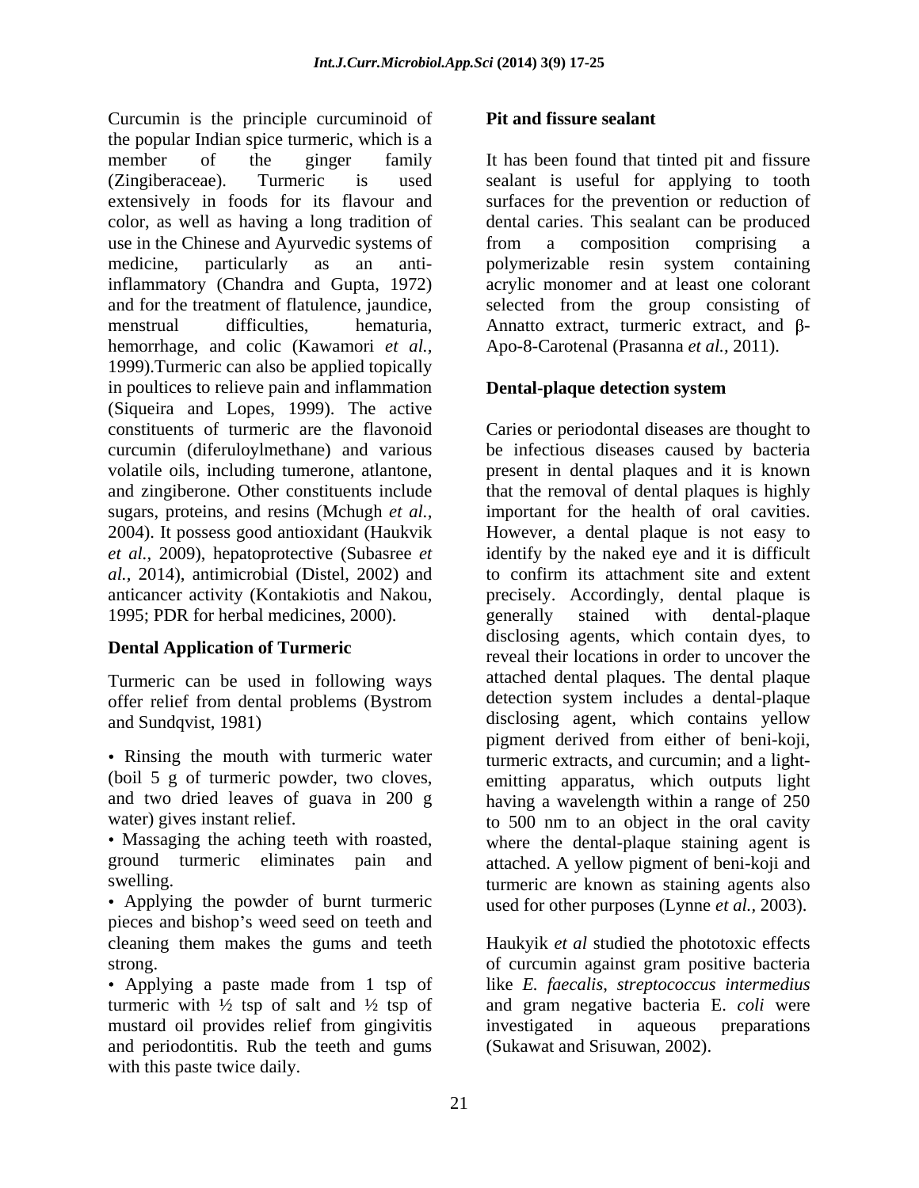Curcumin is the principle curcuminoid of the popular Indian spice turmeric, which is a member of the ginger family (Zingiberaceae). Turmeric is used extensively in foods for its flavour and color, as well as having a long tradition of use in the Chinese and Ayurvedic systems of medicine, particularly as an anti-inflammatory (Chandra and Gupta, 1972) and for the treatment of flatulence, jaundice, menstrual difficulties, hematuria, hemorrhage, and colic (Kawamori *et al.,* 1999).Turmeric can also be applied topically in poultices to relieve pain and inflammation (Siqueira and Lopes, 1999). The active constituents of turmeric are the flavonoid curcumin (diferuloylmethane) and various volatile oils, including tumerone, atlantone, and zingiberone. Other constituents include sugars, proteins, and resins (Mchugh *et al.,* 2004). It possess good antioxidant (Haukvik *et al.,* 2009), hepatoprotective (Subasree *et al.,* 2014), antimicrobial (Distel, 2002) and anticancer activity (Kontakiotis and Nakou, 1995; PDR for herbal medicines, 2000).

## Dental Application of Turmeric

Turmeric can be used in following ways offer relief from dental problems (Bystrom and Sundqvist, 1981)

- Rinsing the mouth with turmeric water (boil 5 g of turmeric powder, two cloves, and two dried leaves of guava in 200 g water) gives instant relief.
- Massaging the aching teeth with roasted, ground turmeric eliminates pain and swelling.
- Applying the powder of burnt turmeric pieces and bishop's weed seed on teeth and cleaning them makes the gums and teeth strong.
- Applying a paste made from 1 tsp of turmeric with ½ tsp of salt and ½ tsp of mustard oil provides relief from gingivitis and periodontitis. Rub the teeth and gums with this paste twice daily.

### Pit and fissure sealant

It has been found that tinted pit and fissure sealant is useful for applying to tooth surfaces for the prevention or reduction of dental caries. This sealant can be produced from a composition comprising a polymerizable resin system containing acrylic monomer and at least one colorant selected from the group consisting of Annatto extract, turmeric extract, and β-Apo-8-Carotenal (Prasanna *et al.,* 2011).

### Dental-plaque detection system

Caries or periodontal diseases are thought to be infectious diseases caused by bacteria present in dental plaques and it is known that the removal of dental plaques is highly important for the health of oral cavities. However, a dental plaque is not easy to identify by the naked eye and it is difficult to confirm its attachment site and extent precisely. Accordingly, dental plaque is generally stained with dental-plaque disclosing agents, which contain dyes, to reveal their locations in order to uncover the attached dental plaques. The dental plaque detection system includes a dental-plaque disclosing agent, which contains yellow pigment derived from either of beni-koji, turmeric extracts, and curcumin; and a light-emitting apparatus, which outputs light having a wavelength within a range of 250 to 500 nm to an object in the oral cavity where the dental-plaque staining agent is attached. A yellow pigment of beni-koji and turmeric are known as staining agents also used for other purposes (Lynne *et al.,* 2003).

Haukyik *et al* studied the phototoxic effects of curcumin against gram positive bacteria like *E. faecalis, streptococcus intermedius* and gram negative bacteria E. *coli* were investigated in aqueous preparations (Sukawat and Srisuwan, 2002).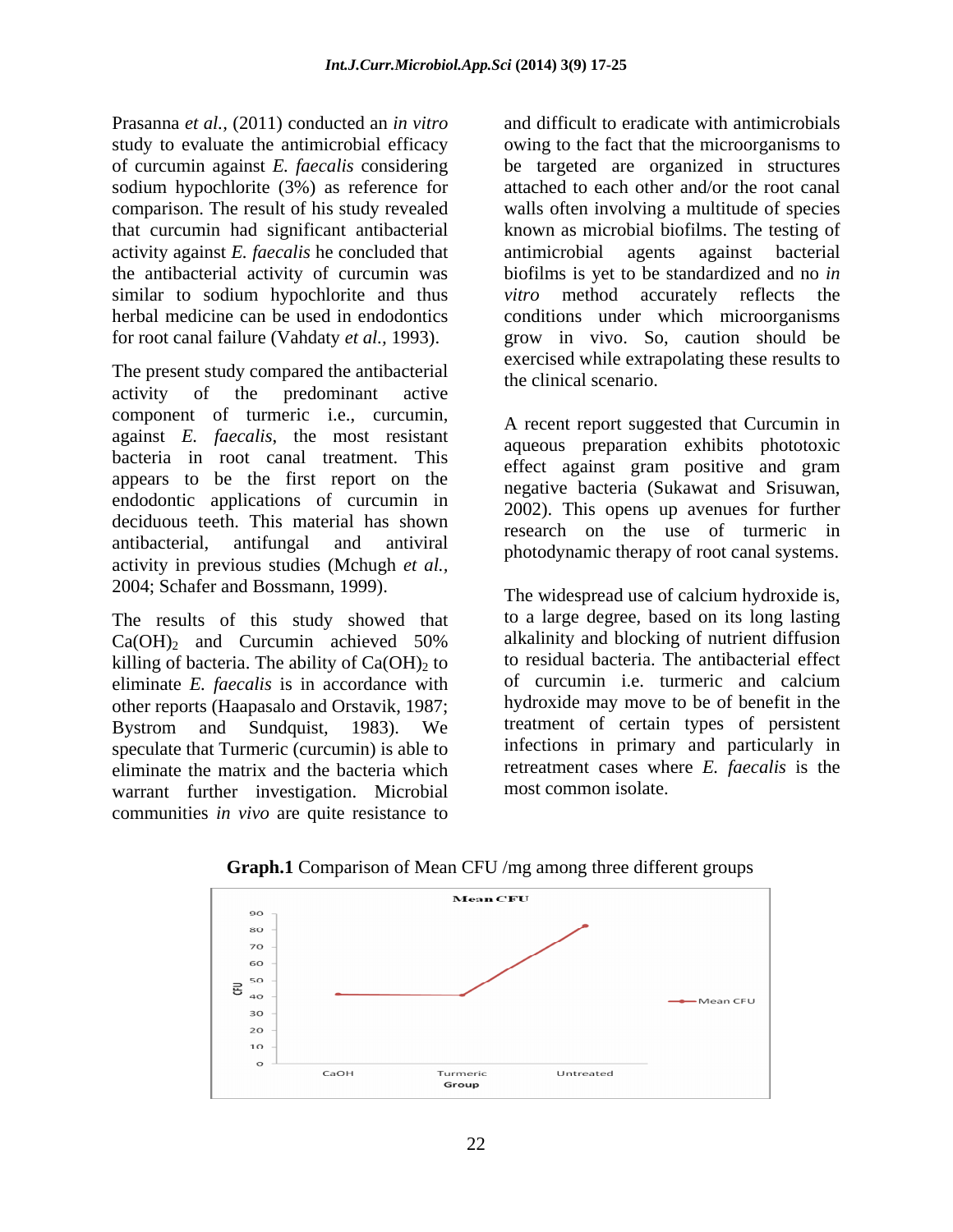Prasanna *et al.,* (2011) conducted an *in vitro* study to evaluate the antimicrobial efficacy of curcumin against *E. faecalis* considering sodium hypochlorite (3%) as reference for comparison. The result of his study revealed that curcumin had significant antibacterial activity against *E. faecalis* he concluded that the antibacterial activity of curcumin was similar to sodium hypochlorite and thus herbal medicine can be used in endodontics for root canal failure (Vahdaty *et al.,* 1993).

The present study compared the antibacterial activity of the predominant active component of turmeric i.e., curcumin, against *E. faecalis*, the most resistant bacteria in root canal treatment. This appears to be the first report on the endodontic applications of curcumin in deciduous teeth. This material has shown antibacterial, antifungal and antiviral activity in previous studies (Mchugh *et al.,* 2004; Schafer and Bossmann, 1999).

The results of this study showed that $Ca(OH)_2$ and Curcumin achieved 50% killing of bacteria. The ability of $Ca(OH)_2$ to eliminate *E. faecalis* is in accordance with other reports (Haapasalo and Orstavik, 1987; Bystrom and Sundquist, 1983). We speculate that Turmeric (curcumin) is able to eliminate the matrix and the bacteria which warrant further investigation. Microbial communities *in vivo* are quite resistance to and difficult to eradicate with antimicrobials owing to the fact that the microorganisms to be targeted are organized in structures attached to each other and/or the root canal walls often involving a multitude of species known as microbial biofilms. The testing of antimicrobial agents against bacterial biofilms is yet to be standardized and no *in vitro* method accurately reflects the conditions under which microorganisms grow in vivo. So, caution should be exercised while extrapolating these results to the clinical scenario.

A recent report suggested that Curcumin in aqueous preparation exhibits phototoxic effect against gram positive and gram negative bacteria (Sukawat and Srisuwan, 2002). This opens up avenues for further research on the use of turmeric in photodynamic therapy of root canal systems.

The widespread use of calcium hydroxide is, to a large degree, based on its long lasting alkalinity and blocking of nutrient diffusion to residual bacteria. The antibacterial effect of curcumin i.e. turmeric and calcium hydroxide may move to be of benefit in the treatment of certain types of persistent infections in primary and particularly in retreatment cases where *E. faecalis* is the most common isolate.

**Graph.1** Comparison of Mean CFU /mg among three different groups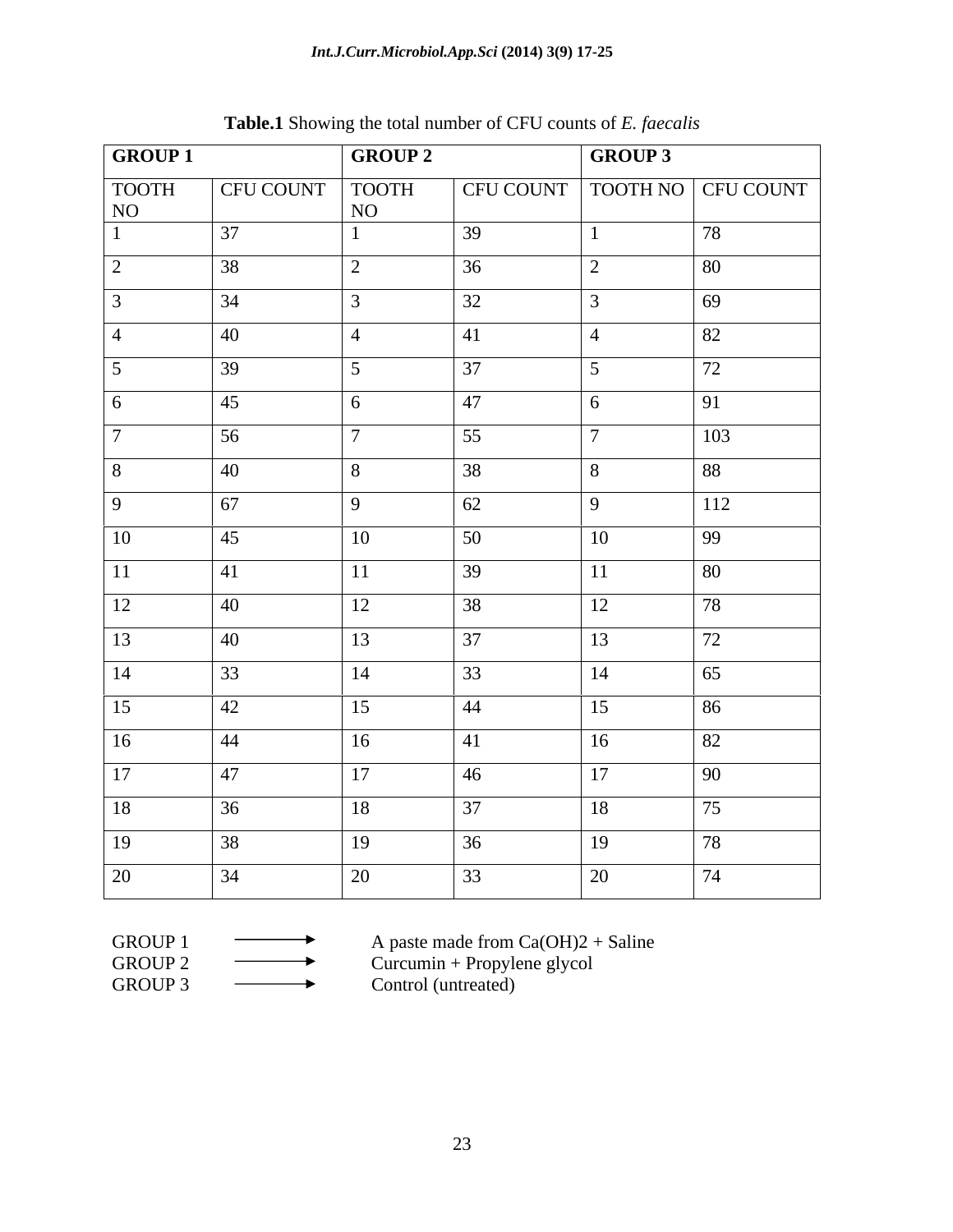**Table.1** Showing the total number of CFU counts of *E. faecalis*

| GROUP 1 | | GROUP 2 | | GROUP 3 | |
|---|---|---|---|---|---|
| TOOTH NO | CFU COUNT | TOOTH NO | CFU COUNT | TOOTH NO | CFU COUNT |
| 1 | 37 | 1 | 39 | 1 | 78 |
| 2 | 38 | 2 | 36 | 2 | 80 |
| 3 | 34 | 3 | 32 | 3 | 69 |
| 4 | 40 | 4 | 41 | 4 | 82 |
| 5 | 39 | 5 | 37 | 5 | 72 |
| 6 | 45 | 6 | 47 | 6 | 91 |
| 7 | 56 | 7 | 55 | 7 | 103 |
| 8 | 40 | 8 | 38 | 8 | 88 |
| 9 | 67 | 9 | 62 | 9 | 112 |
| 10 | 45 | 10 | 50 | 10 | 99 |
| 11 | 41 | 11 | 39 | 11 | 80 |
| 12 | 40 | 12 | 38 | 12 | 78 |
| 13 | 40 | 13 | 37 | 13 | 72 |
| 14 | 33 | 14 | 33 | 14 | 65 |
| 15 | 42 | 15 | 44 | 15 | 86 |
| 16 | 44 | 16 | 41 | 16 | 82 |
| 17 | 47 | 17 | 46 | 17 | 90 |
| 18 | 36 | 18 | 37 | 18 | 75 |
| 19 | 38 | 19 | 36 | 19 | 78 |
| 20 | 34 | 20 | 33 | 20 | 74 |

GROUP 1 → A paste made from $Ca(OH)_2$ + Saline
GROUP 2 → Curcumin + Propylene glycol
GROUP 3 → Control (untreated)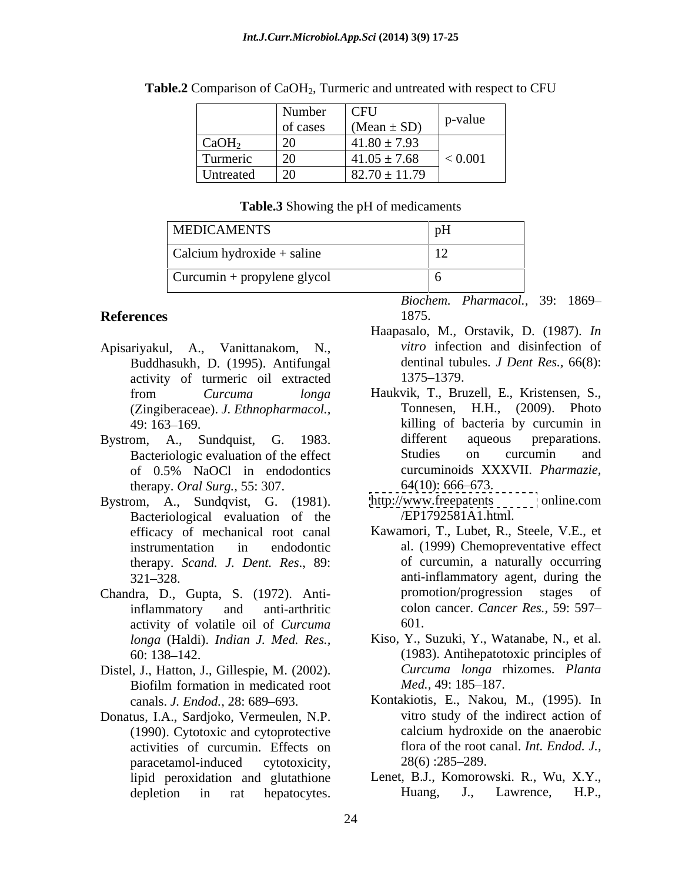**Table.2** Comparison of $CaOH_2$, Turmeric and untreated with respect to CFU

| | Number of cases | CFU (Mean ± SD) | p-value |
|---|---|---|---|
| $CaOH_2$ | 20 | 41.80 ± 7.93 | < 0.001 |
| Turmeric | 20 | 41.05 ± 7.68 | |
| Untreated | 20 | 82.70 ± 11.79 | |

**Table.3** Showing the pH of medicaments

| MEDICAMENTS | pH |
|---|---|
| Calcium hydroxide + saline | 12 |
| Curcumin + propylene glycol | 6 |

## References

Apisariyakul, A., Vanittanakom, N., Buddhasukh, D. (1995). Antifungal activity of turmeric oil extracted from *Curcuma longa* (Zingiberaceae). *J. Ethnopharmacol.,* 49: 163–169.

Bystrom, A., Sundquist, G. 1983. Bacteriologic evaluation of the effect of 0.5% NaOCl in endodontics therapy. *Oral Surg.,* 55: 307.

Bystrom, A., Sundqvist, G. (1981). Bacteriological evaluation of the efficacy of mechanical root canal instrumentation in endodontic therapy. *Scand. J. Dent. Res*., 89: 321–328.

Chandra, D., Gupta, S. (1972). Anti-inflammatory and anti-arthritic activity of volatile oil of *Curcuma longa* (Haldi). *Indian J. Med. Res.,* 60: 138–142.

Distel, J., Hatton, J., Gillespie, M. (2002). Biofilm formation in medicated root canals. *J. Endod.,* 28: 689–693.

Donatus, I.A., Sardjoko, Vermeulen, N.P. (1990). Cytotoxic and cytoprotective activities of curcumin. Effects on paracetamol-induced cytotoxicity, lipid peroxidation and glutathione depletion in rat hepatocytes. *Biochem. Pharmacol.,* 39: 1869–1875.

Haapasalo, M., Orstavik, D. (1987). *In vitro* infection and disinfection of dentinal tubules. *J Dent Res.,* 66(8): 1375–1379.

Haukvik, T., Bruzell, E., Kristensen, S., Tonnesen, H.H., (2009). Photo killing of bacteria by curcumin in different aqueous preparations. Studies on curcumin and curcuminoids XXXVII. *Pharmazie,* 64(10): 666–673.

http://www.freepatents online.com /EP1792581A1.html.

Kawamori, T., Lubet, R., Steele, V.E., et al. (1999) Chemopreventative effect of curcumin, a naturally occurring anti-inflammatory agent, during the promotion/progression stages of colon cancer. *Cancer Res.,* 59: 597–601.

Kiso, Y., Suzuki, Y., Watanabe, N., et al. (1983). Antihepatotoxic principles of *Curcuma longa* rhizomes. *Planta Med.,* 49: 185–187.

Kontakiotis, E., Nakou, M., (1995). In vitro study of the indirect action of calcium hydroxide on the anaerobic flora of the root canal. *Int. Endod. J.,* 28(6) :285–289.

Lenet, B.J., Komorowski. R., Wu, X.Y., Huang, J., Lawrence, H.P.,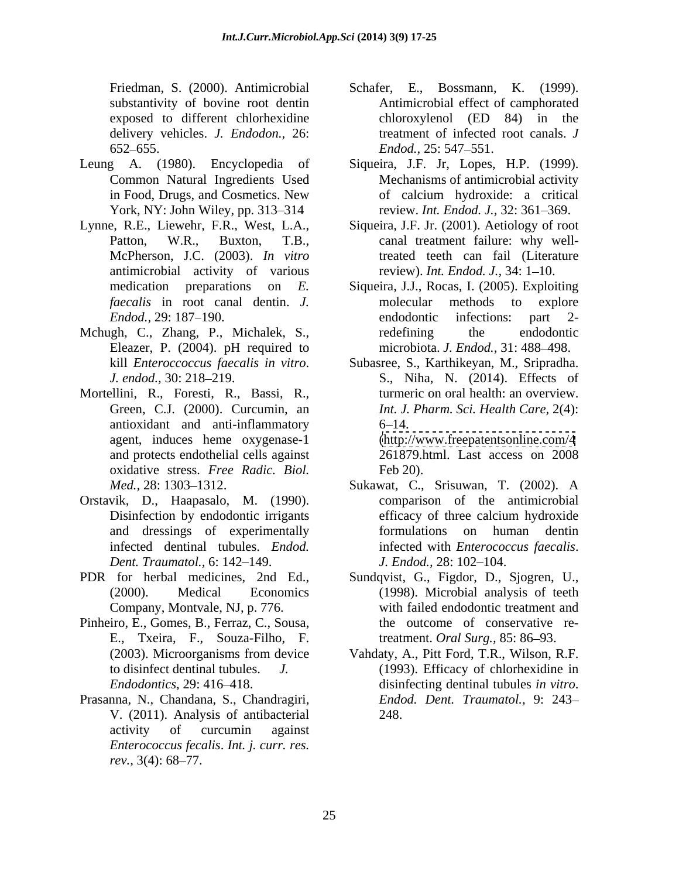Friedman, S. (2000). Antimicrobial substantivity of bovine root dentin exposed to different chlorhexidine delivery vehicles. *J. Endodon.,* 26: 652–655.

Leung A. (1980). Encyclopedia of Common Natural Ingredients Used in Food, Drugs, and Cosmetics. New York, NY: John Wiley, pp. 313–314

Lynne, R.E., Liewehr, F.R., West, L.A., Patton, W.R., Buxton, T.B., McPherson, J.C. (2003). *In vitro* antimicrobial activity of various medication preparations on *E. faecalis* in root canal dentin. *J. Endod.,* 29: 187–190.

Mchugh, C., Zhang, P., Michalek, S., Eleazer, P. (2004). pH required to kill *Enteroccoccus faecalis in vitro*. *J. endod.,* 30: 218–219.

Mortellini, R., Foresti, R., Bassi, R., Green, C.J. (2000). Curcumin, an antioxidant and anti-inflammatory agent, induces heme oxygenase-1 and protects endothelial cells against oxidative stress. *Free Radic. Biol. Med.,* 28: 1303–1312.

Orstavik, D., Haapasalo, M. (1990). Disinfection by endodontic irrigants and dressings of experimentally infected dentinal tubules. *Endod. Dent. Traumatol.,* 6: 142–149.

PDR for herbal medicines, 2nd Ed., (2000). Medical Economics Company, Montvale, NJ, p. 776.

Pinheiro, E., Gomes, B., Ferraz, C., Sousa, E., Txeira, F., Souza-Filho, F. (2003). Microorganisms from device to disinfect dentinal tubules. *J. Endodontics,* 29: 416–418.

Prasanna, N., Chandana, S., Chandragiri, V. (2011). Analysis of antibacterial activity of curcumin against *Enterococcus fecalis*. *Int. j. curr. res. rev.,* 3(4): 68–77.

Schafer, E., Bossmann, K. (1999). Antimicrobial effect of camphorated chloroxylenol (ED 84) in the treatment of infected root canals. *J Endod.,* 25: 547–551.

Siqueira, J.F. Jr, Lopes, H.P. (1999). Mechanisms of antimicrobial activity of calcium hydroxide: a critical review. *Int. Endod. J.,* 32: 361–369.

Siqueira, J.F. Jr. (2001). Aetiology of root canal treatment failure: why well-treated teeth can fail (Literature review). *Int. Endod. J.,* 34: 1–10.

Siqueira, J.J., Rocas, I. (2005). Exploiting molecular methods to explore endodontic infections: part 2-redefining the endodontic microbiota. *J. Endod.,* 31: 488–498.

Subasree, S., Karthikeyan, M., Sripradha. S., Niha, N. (2014). Effects of turmeric on oral health: an overview. *Int. J. Pharm. Sci. Health Care,* 2(4): 6–14.

(http://www.freepatentsonline.com/4261879.html. Last access on 2008 Feb 20).

Sukawat, C., Srisuwan, T. (2002). A comparison of the antimicrobial efficacy of three calcium hydroxide formulations on human dentin infected with *Enterococcus faecalis*. *J. Endod.,* 28: 102–104.

Sundqvist, G., Figdor, D., Sjogren, U., (1998). Microbial analysis of teeth with failed endodontic treatment and the outcome of conservative re-treatment. *Oral Surg.,* 85: 86–93.

Vahdaty, A., Pitt Ford, T.R., Wilson, R.F. (1993). Efficacy of chlorhexidine in disinfecting dentinal tubules *in vitro*. *Endod. Dent. Traumatol.,* 9: 243–248.